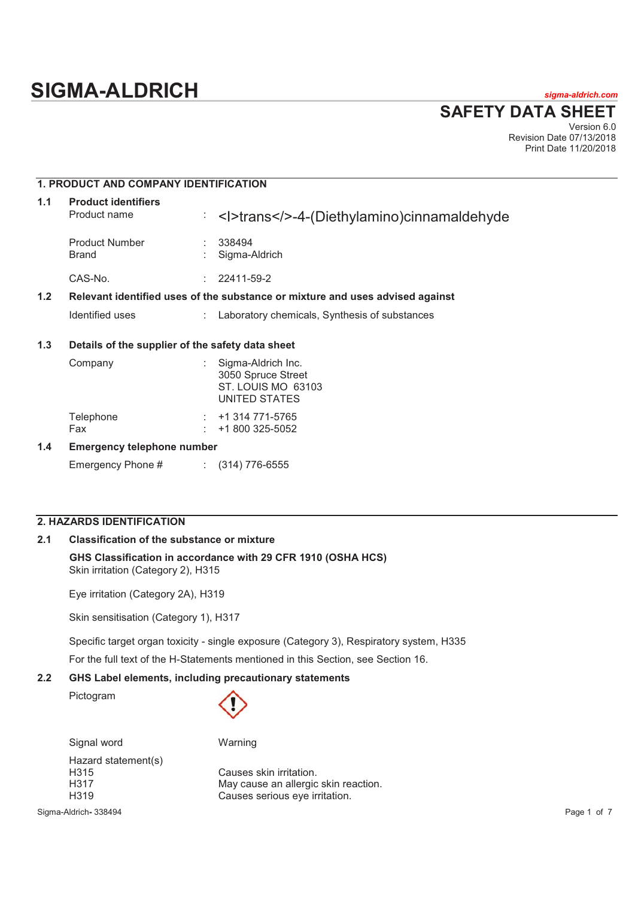# SIGMA-ALDRICH

sigma-aldrich.com

## SAFETY DATA SHEET

Version 6.0
Revision Date 07/13/2018
Print Date 11/20/2018

## 1. PRODUCT AND COMPANY IDENTIFICATION

**1.1 Product identifiers**

| | | |
|---|---|---|
| Product name | : | <I>trans</>-4-(Diethylamino)cinnamaldehyde |
| Product Number | : | 338494 |
| Brand | : | Sigma-Aldrich |
| CAS-No. | : | 22411-59-2 |

**1.2 Relevant identified uses of the substance or mixture and uses advised against**

| | | |
|---|---|---|
| Identified uses | : | Laboratory chemicals, Synthesis of substances |

**1.3 Details of the supplier of the safety data sheet**

| | | |
|---|---|---|
| Company | : | Sigma-Aldrich Inc.<br>3050 Spruce Street<br>ST. LOUIS MO 63103<br>UNITED STATES |
| Telephone | : | +1 314 771-5765 |
| Fax | : | +1 800 325-5052 |

**1.4 Emergency telephone number**

| | | |
|---|---|---|
| Emergency Phone # | : | (314) 776-6555 |

## 2. HAZARDS IDENTIFICATION

**2.1 Classification of the substance or mixture**

**GHS Classification in accordance with 29 CFR 1910 (OSHA HCS)**

Skin irritation (Category 2), H315

Eye irritation (Category 2A), H319

Skin sensitisation (Category 1), H317

Specific target organ toxicity - single exposure (Category 3), Respiratory system, H335

For the full text of the H-Statements mentioned in this Section, see Section 16.

**2.2 GHS Label elements, including precautionary statements**

Pictogram

Signal word: Warning

Hazard statement(s)

| | |
|---|---|
| H315 | Causes skin irritation. |
| H317 | May cause an allergic skin reaction. |
| H319 | Causes serious eye irritation. |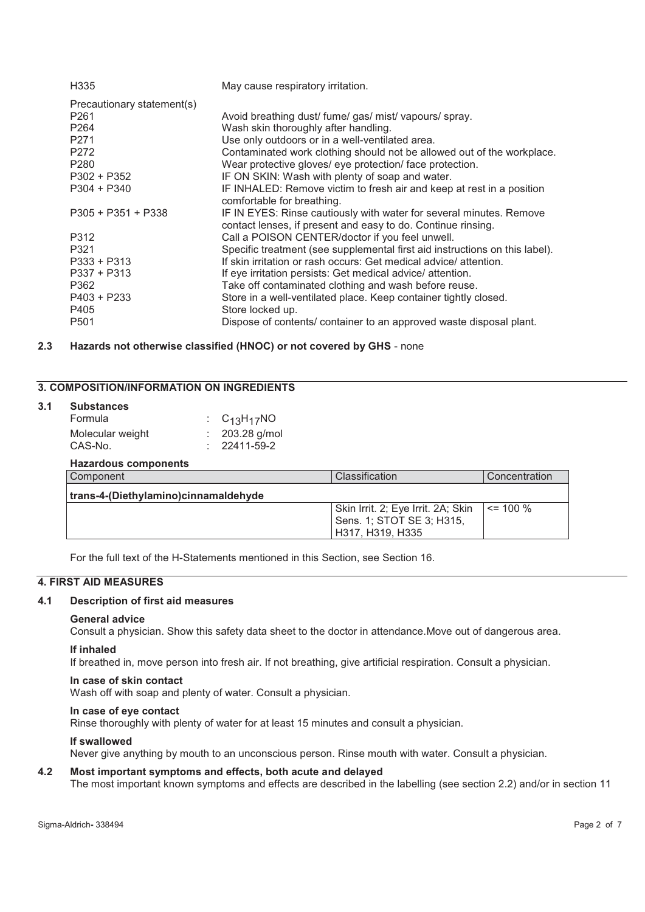| | |
|---|---|
| H335 | May cause respiratory irritation. |
| Precautionary statement(s) | |
| P261 | Avoid breathing dust/ fume/ gas/ mist/ vapours/ spray. |
| P264 | Wash skin thoroughly after handling. |
| P271 | Use only outdoors or in a well-ventilated area. |
| P272 | Contaminated work clothing should not be allowed out of the workplace. |
| P280 | Wear protective gloves/ eye protection/ face protection. |
| P302 + P352 | IF ON SKIN: Wash with plenty of soap and water. |
| P304 + P340 | IF INHALED: Remove victim to fresh air and keep at rest in a position comfortable for breathing. |
| P305 + P351 + P338 | IF IN EYES: Rinse cautiously with water for several minutes. Remove contact lenses, if present and easy to do. Continue rinsing. |
| P312 | Call a POISON CENTER/doctor if you feel unwell. |
| P321 | Specific treatment (see supplemental first aid instructions on this label). |
| P333 + P313 | If skin irritation or rash occurs: Get medical advice/ attention. |
| P337 + P313 | If eye irritation persists: Get medical advice/ attention. |
| P362 | Take off contaminated clothing and wash before reuse. |
| P403 + P233 | Store in a well-ventilated place. Keep container tightly closed. |
| P405 | Store locked up. |
| P501 | Dispose of contents/ container to an approved waste disposal plant. |

### 2.3 Hazards not otherwise classified (HNOC) or not covered by GHS - none

## 3. COMPOSITION/INFORMATION ON INGREDIENTS

### 3.1 Substances

Formula : $C_{13}H_{17}NO$
Molecular weight : 203.28 g/mol
CAS-No. : 22411-59-2

**Hazardous components**

| Component | Classification | Concentration |
|---|---|---|
| **trans-4-(Diethylamino)cinnamaldehyde** | | |
| | Skin Irrit. 2; Eye Irrit. 2A; Skin Sens. 1; STOT SE 3; H315, H317, H319, H335 | <= 100 % |

For the full text of the H-Statements mentioned in this Section, see Section 16.

## 4. FIRST AID MEASURES

### 4.1 Description of first aid measures

**General advice**
Consult a physician. Show this safety data sheet to the doctor in attendance.Move out of dangerous area.

**If inhaled**
If breathed in, move person into fresh air. If not breathing, give artificial respiration. Consult a physician.

**In case of skin contact**
Wash off with soap and plenty of water. Consult a physician.

**In case of eye contact**
Rinse thoroughly with plenty of water for at least 15 minutes and consult a physician.

**If swallowed**
Never give anything by mouth to an unconscious person. Rinse mouth with water. Consult a physician.

### 4.2 Most important symptoms and effects, both acute and delayed

The most important known symptoms and effects are described in the labelling (see section 2.2) and/or in section 11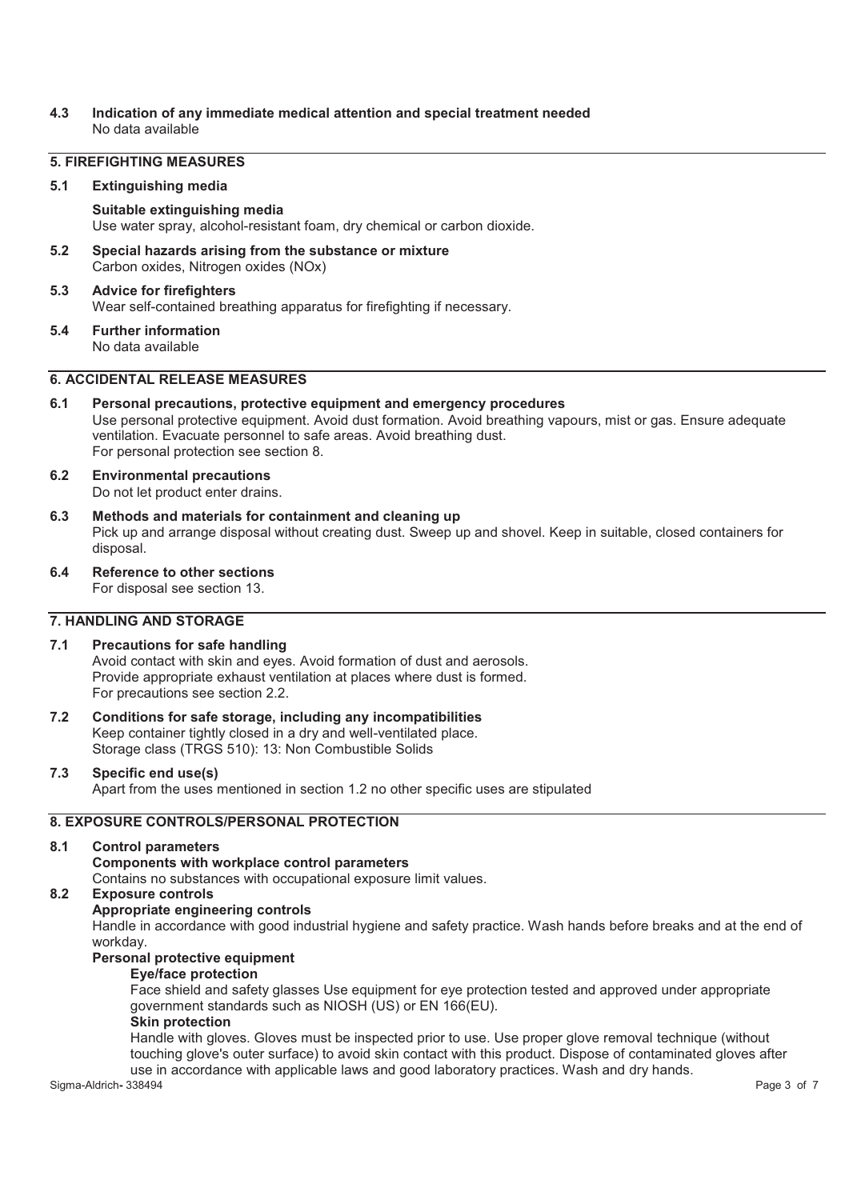### 4.3 Indication of any immediate medical attention and special treatment needed

No data available

## 5. FIREFIGHTING MEASURES

### 5.1 Extinguishing media

**Suitable extinguishing media**

Use water spray, alcohol-resistant foam, dry chemical or carbon dioxide.

### 5.2 Special hazards arising from the substance or mixture

Carbon oxides, Nitrogen oxides (NOx)

### 5.3 Advice for firefighters

Wear self-contained breathing apparatus for firefighting if necessary.

### 5.4 Further information

No data available

## 6. ACCIDENTAL RELEASE MEASURES

### 6.1 Personal precautions, protective equipment and emergency procedures

Use personal protective equipment. Avoid dust formation. Avoid breathing vapours, mist or gas. Ensure adequate ventilation. Evacuate personnel to safe areas. Avoid breathing dust.
For personal protection see section 8.

### 6.2 Environmental precautions

Do not let product enter drains.

### 6.3 Methods and materials for containment and cleaning up

Pick up and arrange disposal without creating dust. Sweep up and shovel. Keep in suitable, closed containers for disposal.

### 6.4 Reference to other sections

For disposal see section 13.

## 7. HANDLING AND STORAGE

### 7.1 Precautions for safe handling

Avoid contact with skin and eyes. Avoid formation of dust and aerosols.
Provide appropriate exhaust ventilation at places where dust is formed.
For precautions see section 2.2.

### 7.2 Conditions for safe storage, including any incompatibilities

Keep container tightly closed in a dry and well-ventilated place.
Storage class (TRGS 510): 13: Non Combustible Solids

### 7.3 Specific end use(s)

Apart from the uses mentioned in section 1.2 no other specific uses are stipulated

## 8. EXPOSURE CONTROLS/PERSONAL PROTECTION

### 8.1 Control parameters

**Components with workplace control parameters**

Contains no substances with occupational exposure limit values.

### 8.2 Exposure controls

**Appropriate engineering controls**

Handle in accordance with good industrial hygiene and safety practice. Wash hands before breaks and at the end of workday.

**Personal protective equipment**

**Eye/face protection**

Face shield and safety glasses Use equipment for eye protection tested and approved under appropriate government standards such as NIOSH (US) or EN 166(EU).

**Skin protection**

Handle with gloves. Gloves must be inspected prior to use. Use proper glove removal technique (without touching glove's outer surface) to avoid skin contact with this product. Dispose of contaminated gloves after use in accordance with applicable laws and good laboratory practices. Wash and dry hands.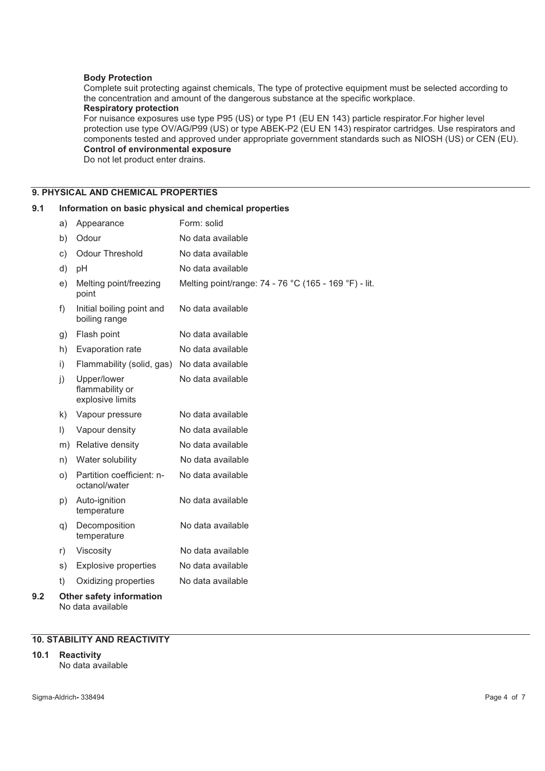**Body Protection**

Complete suit protecting against chemicals, The type of protective equipment must be selected according to the concentration and amount of the dangerous substance at the specific workplace.

**Respiratory protection**

For nuisance exposures use type P95 (US) or type P1 (EU EN 143) particle respirator.For higher level protection use type OV/AG/P99 (US) or type ABEK-P2 (EU EN 143) respirator cartridges. Use respirators and components tested and approved under appropriate government standards such as NIOSH (US) or CEN (EU).

**Control of environmental exposure**

Do not let product enter drains.

## 9. PHYSICAL AND CHEMICAL PROPERTIES

### 9.1 Information on basic physical and chemical properties

| | Property | Value |
|---|---|---|
| a) | Appearance | Form: solid |
| b) | Odour | No data available |
| c) | Odour Threshold | No data available |
| d) | pH | No data available |
| e) | Melting point/freezing point | Melting point/range: 74 - 76 °C (165 - 169 °F) - lit. |
| f) | Initial boiling point and boiling range | No data available |
| g) | Flash point | No data available |
| h) | Evaporation rate | No data available |
| i) | Flammability (solid, gas) | No data available |
| j) | Upper/lower flammability or explosive limits | No data available |
| k) | Vapour pressure | No data available |
| l) | Vapour density | No data available |
| m) | Relative density | No data available |
| n) | Water solubility | No data available |
| o) | Partition coefficient: n-octanol/water | No data available |
| p) | Auto-ignition temperature | No data available |
| q) | Decomposition temperature | No data available |
| r) | Viscosity | No data available |
| s) | Explosive properties | No data available |
| t) | Oxidizing properties | No data available |

### 9.2 Other safety information

No data available

## 10. STABILITY AND REACTIVITY

### 10.1 Reactivity

No data available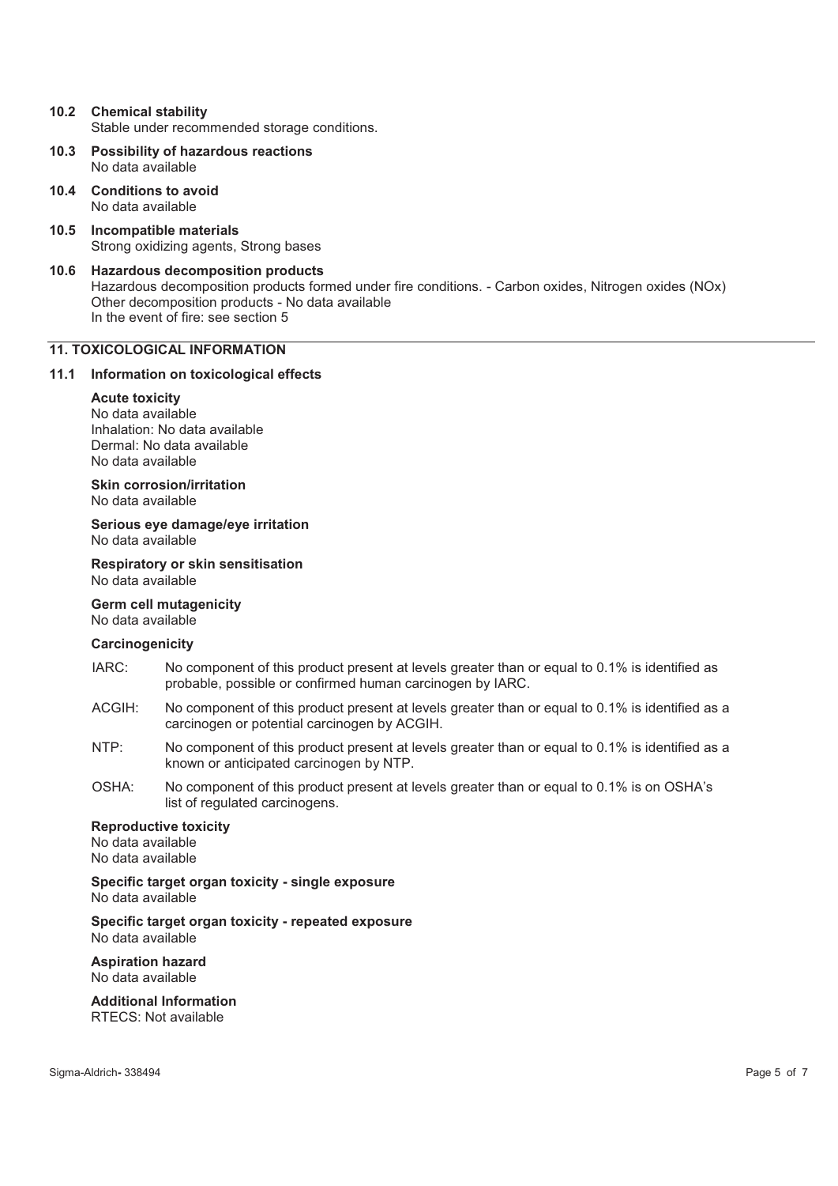### 10.2 Chemical stability

Stable under recommended storage conditions.

### 10.3 Possibility of hazardous reactions

No data available

### 10.4 Conditions to avoid

No data available

### 10.5 Incompatible materials

Strong oxidizing agents, Strong bases

### 10.6 Hazardous decomposition products

Hazardous decomposition products formed under fire conditions. - Carbon oxides, Nitrogen oxides (NOx)
Other decomposition products - No data available
In the event of fire: see section 5

## 11. TOXICOLOGICAL INFORMATION

### 11.1 Information on toxicological effects

**Acute toxicity**
No data available
Inhalation: No data available
Dermal: No data available
No data available

**Skin corrosion/irritation**
No data available

**Serious eye damage/eye irritation**
No data available

**Respiratory or skin sensitisation**
No data available

**Germ cell mutagenicity**
No data available

**Carcinogenicity**

IARC: No component of this product present at levels greater than or equal to 0.1% is identified as probable, possible or confirmed human carcinogen by IARC.

ACGIH: No component of this product present at levels greater than or equal to 0.1% is identified as a carcinogen or potential carcinogen by ACGIH.

NTP: No component of this product present at levels greater than or equal to 0.1% is identified as a known or anticipated carcinogen by NTP.

OSHA: No component of this product present at levels greater than or equal to 0.1% is on OSHA's list of regulated carcinogens.

**Reproductive toxicity**
No data available
No data available

**Specific target organ toxicity - single exposure**
No data available

**Specific target organ toxicity - repeated exposure**
No data available

**Aspiration hazard**
No data available

**Additional Information**
RTECS: Not available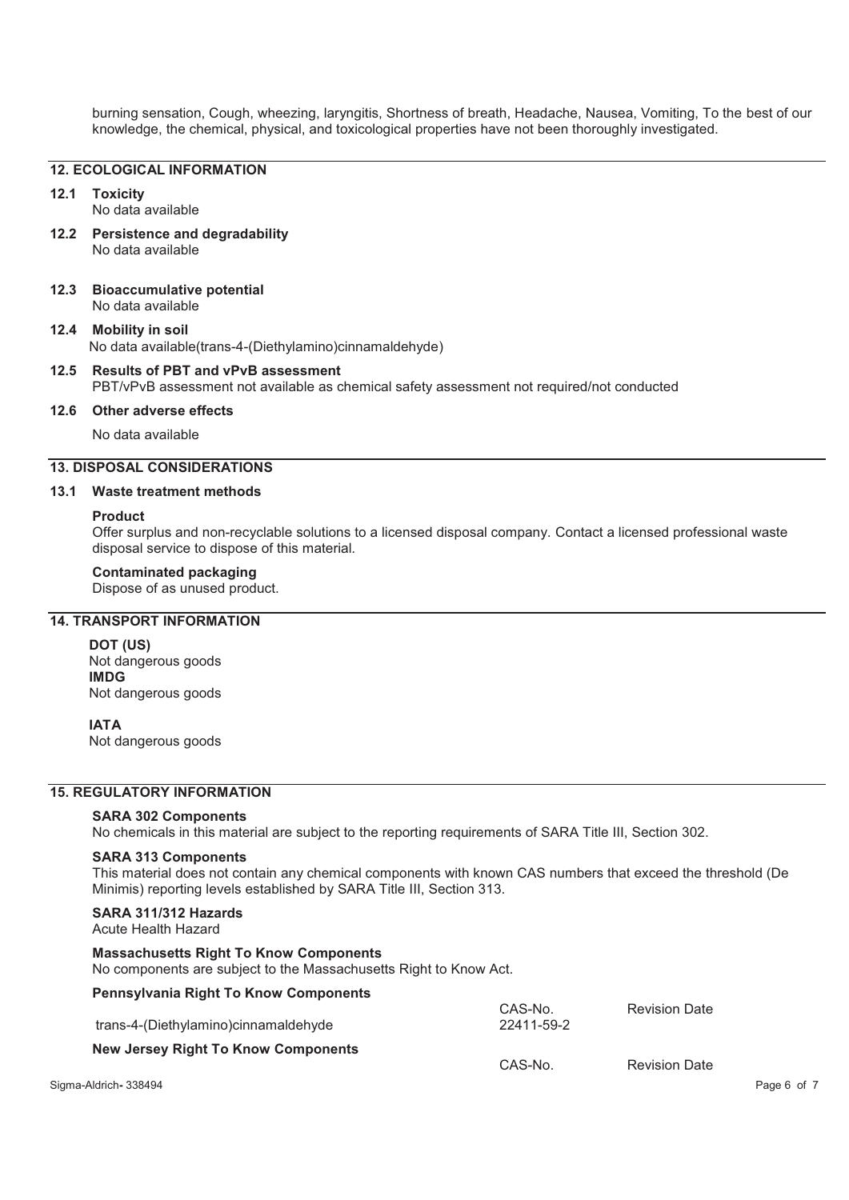burning sensation, Cough, wheezing, laryngitis, Shortness of breath, Headache, Nausea, Vomiting, To the best of our knowledge, the chemical, physical, and toxicological properties have not been thoroughly investigated.

## 12. ECOLOGICAL INFORMATION

**12.1 Toxicity**
No data available

**12.2 Persistence and degradability**
No data available

**12.3 Bioaccumulative potential**
No data available

**12.4 Mobility in soil**
No data available(trans-4-(Diethylamino)cinnamaldehyde)

**12.5 Results of PBT and vPvB assessment**
PBT/vPvB assessment not available as chemical safety assessment not required/not conducted

**12.6 Other adverse effects**

No data available

## 13. DISPOSAL CONSIDERATIONS

**13.1 Waste treatment methods**

**Product**
Offer surplus and non-recyclable solutions to a licensed disposal company. Contact a licensed professional waste disposal service to dispose of this material.

**Contaminated packaging**
Dispose of as unused product.

## 14. TRANSPORT INFORMATION

**DOT (US)**
Not dangerous goods
**IMDG**
Not dangerous goods

**IATA**
Not dangerous goods

## 15. REGULATORY INFORMATION

**SARA 302 Components**
No chemicals in this material are subject to the reporting requirements of SARA Title III, Section 302.

**SARA 313 Components**
This material does not contain any chemical components with known CAS numbers that exceed the threshold (De Minimis) reporting levels established by SARA Title III, Section 313.

**SARA 311/312 Hazards**
Acute Health Hazard

**Massachusetts Right To Know Components**
No components are subject to the Massachusetts Right to Know Act.

**Pennsylvania Right To Know Components**

| | CAS-No. | Revision Date |
|---|---|---|
| trans-4-(Diethylamino)cinnamaldehyde | 22411-59-2 | |

**New Jersey Right To Know Components**

| | CAS-No. | Revision Date |
|---|---|---|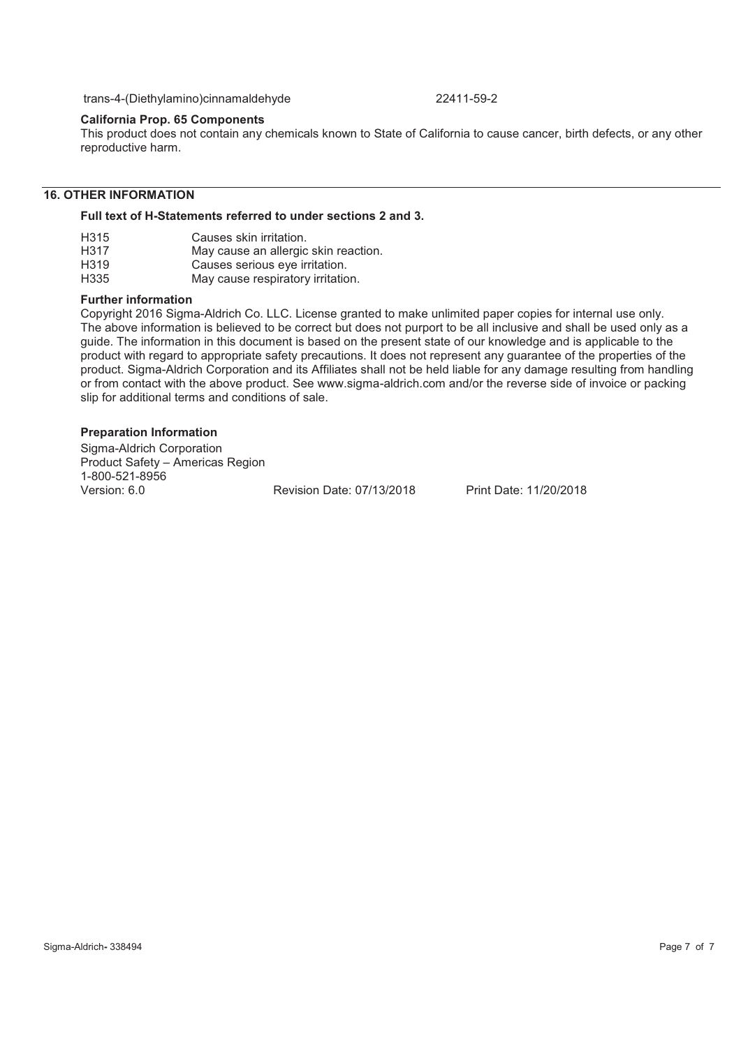trans-4-(Diethylamino)cinnamaldehyde 22411-59-2

**California Prop. 65 Components**

This product does not contain any chemicals known to State of California to cause cancer, birth defects, or any other reproductive harm.

## 16. OTHER INFORMATION

**Full text of H-Statements referred to under sections 2 and 3.**

| | |
|---|---|
| H315 | Causes skin irritation. |
| H317 | May cause an allergic skin reaction. |
| H319 | Causes serious eye irritation. |
| H335 | May cause respiratory irritation. |

**Further information**

Copyright 2016 Sigma-Aldrich Co. LLC. License granted to make unlimited paper copies for internal use only. The above information is believed to be correct but does not purport to be all inclusive and shall be used only as a guide. The information in this document is based on the present state of our knowledge and is applicable to the product with regard to appropriate safety precautions. It does not represent any guarantee of the properties of the product. Sigma-Aldrich Corporation and its Affiliates shall not be held liable for any damage resulting from handling or from contact with the above product. See www.sigma-aldrich.com and/or the reverse side of invoice or packing slip for additional terms and conditions of sale.

**Preparation Information**

Sigma-Aldrich Corporation
Product Safety – Americas Region
1-800-521-8956
Version: 6.0 Revision Date: 07/13/2018 Print Date: 11/20/2018